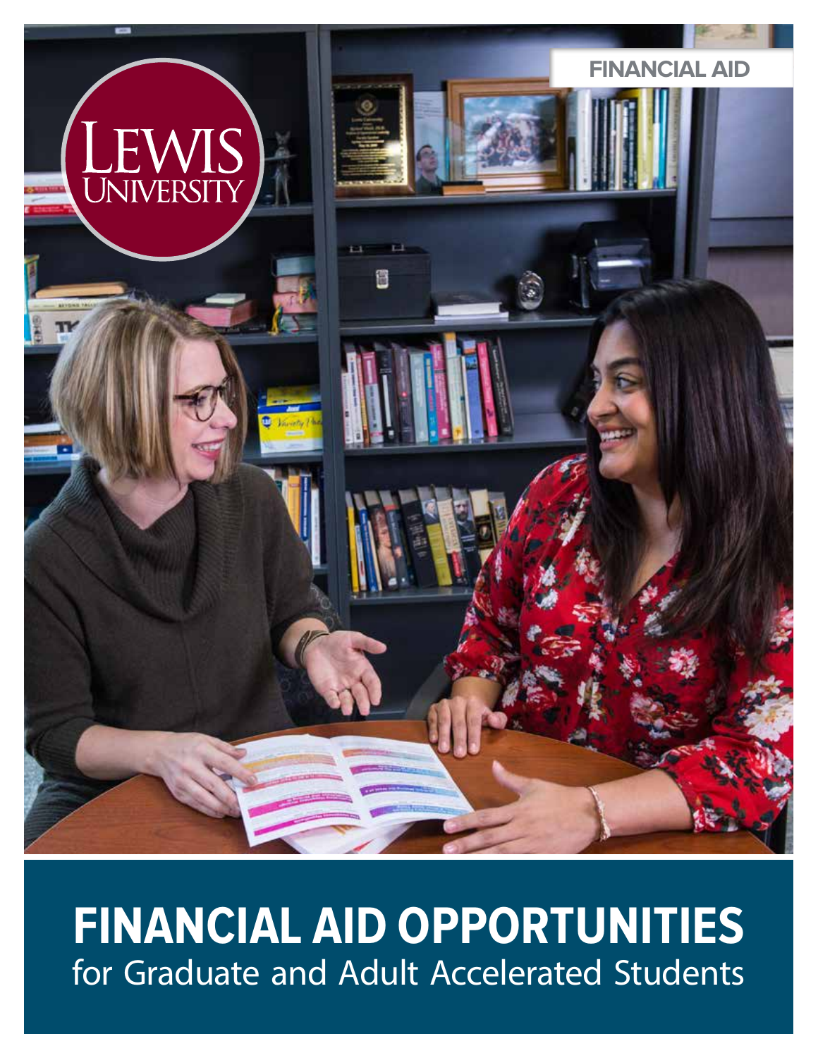FINANCIAL AID

LEWIS UNIVERSITY

# FINANCIAL AID OPPORTUNITIES

for Graduate and Adult Accelerated Students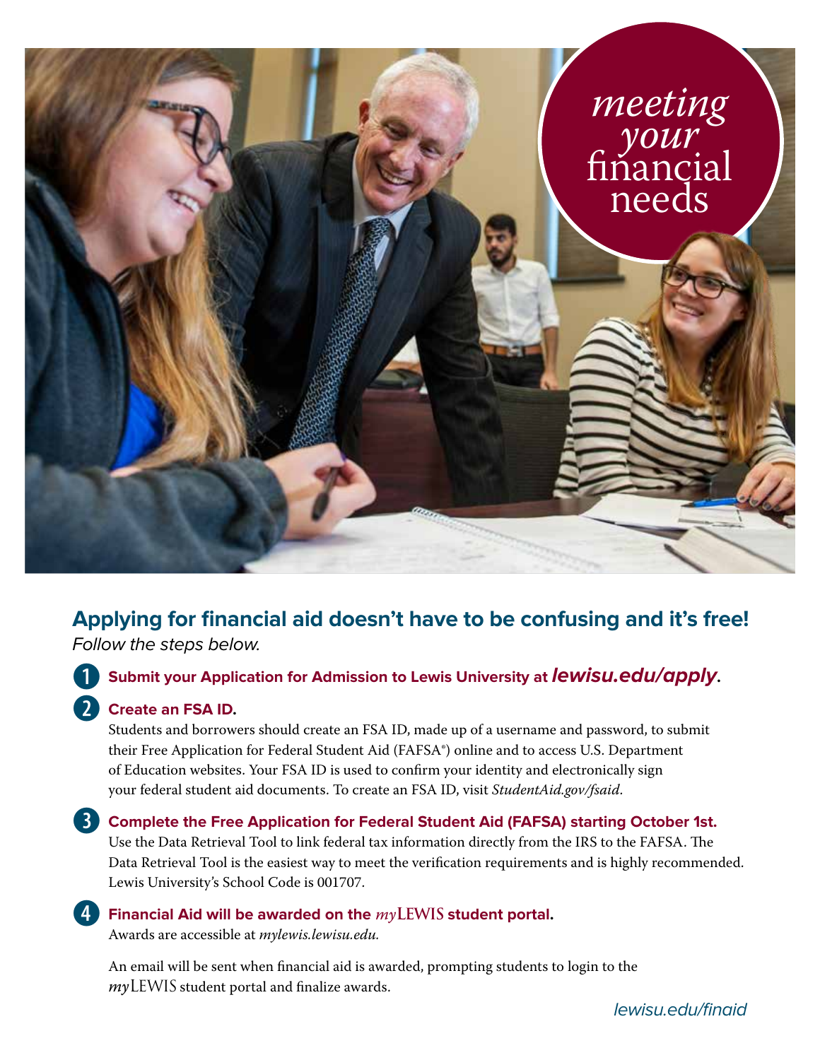# meeting your financial needs

## Applying for financial aid doesn't have to be confusing and it's free!

*Follow the steps below.*

1. **Submit your Application for Admission to Lewis University at *lewisu.edu/apply*.**

2. **Create an FSA ID.**
   Students and borrowers should create an FSA ID, made up of a username and password, to submit their Free Application for Federal Student Aid (FAFSA®) online and to access U.S. Department of Education websites. Your FSA ID is used to confirm your identity and electronically sign your federal student aid documents. To create an FSA ID, visit *StudentAid.gov/fsaid.*

3. **Complete the Free Application for Federal Student Aid (FAFSA) starting October 1st.**
   Use the Data Retrieval Tool to link federal tax information directly from the IRS to the FAFSA. The Data Retrieval Tool is the easiest way to meet the verification requirements and is highly recommended. Lewis University's School Code is 001707.

4. **Financial Aid will be awarded on the *my*LEWIS student portal.**
   Awards are accessible at *mylewis.lewisu.edu.*

   An email will be sent when financial aid is awarded, prompting students to login to the *my*LEWIS student portal and finalize awards.

*lewisu.edu/finaid*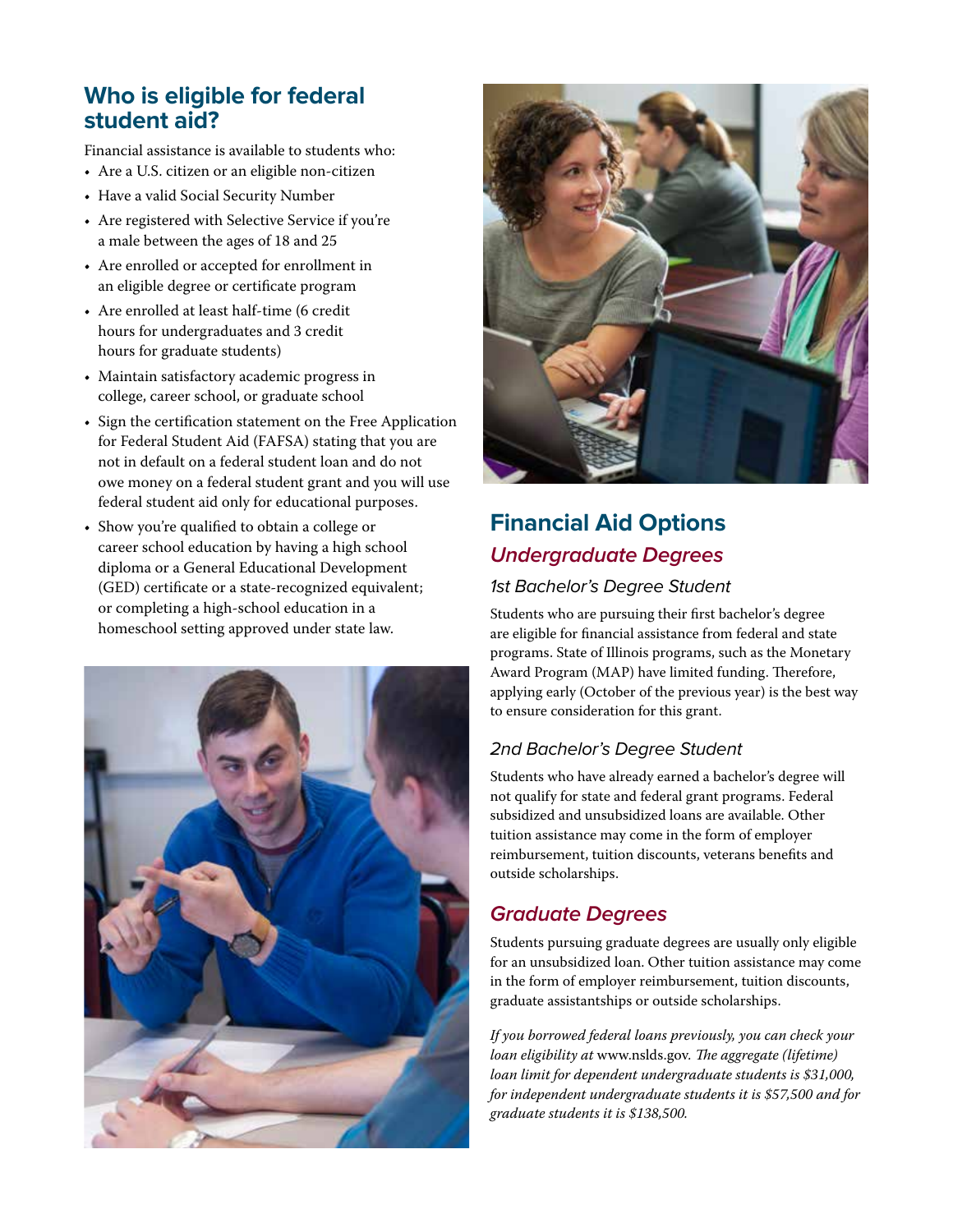## Who is eligible for federal student aid?

Financial assistance is available to students who:

- Are a U.S. citizen or an eligible non-citizen
- Have a valid Social Security Number
- Are registered with Selective Service if you're a male between the ages of 18 and 25
- Are enrolled or accepted for enrollment in an eligible degree or certificate program
- Are enrolled at least half-time (6 credit hours for undergraduates and 3 credit hours for graduate students)
- Maintain satisfactory academic progress in college, career school, or graduate school
- Sign the certification statement on the Free Application for Federal Student Aid (FAFSA) stating that you are not in default on a federal student loan and do not owe money on a federal student grant and you will use federal student aid only for educational purposes.
- Show you're qualified to obtain a college or career school education by having a high school diploma or a General Educational Development (GED) certificate or a state-recognized equivalent; or completing a high-school education in a homeschool setting approved under state law.

## Financial Aid Options

### *Undergraduate Degrees*

#### *1st Bachelor's Degree Student*

Students who are pursuing their first bachelor's degree are eligible for financial assistance from federal and state programs. State of Illinois programs, such as the Monetary Award Program (MAP) have limited funding. Therefore, applying early (October of the previous year) is the best way to ensure consideration for this grant.

#### *2nd Bachelor's Degree Student*

Students who have already earned a bachelor's degree will not qualify for state and federal grant programs. Federal subsidized and unsubsidized loans are available. Other tuition assistance may come in the form of employer reimbursement, tuition discounts, veterans benefits and outside scholarships.

### *Graduate Degrees*

Students pursuing graduate degrees are usually only eligible for an unsubsidized loan. Other tuition assistance may come in the form of employer reimbursement, tuition discounts, graduate assistantships or outside scholarships.

*If you borrowed federal loans previously, you can check your loan eligibility at* www.nslds.gov. *The aggregate (lifetime) loan limit for dependent undergraduate students is $31,000, for independent undergraduate students it is $57,500 and for graduate students it is $138,500.*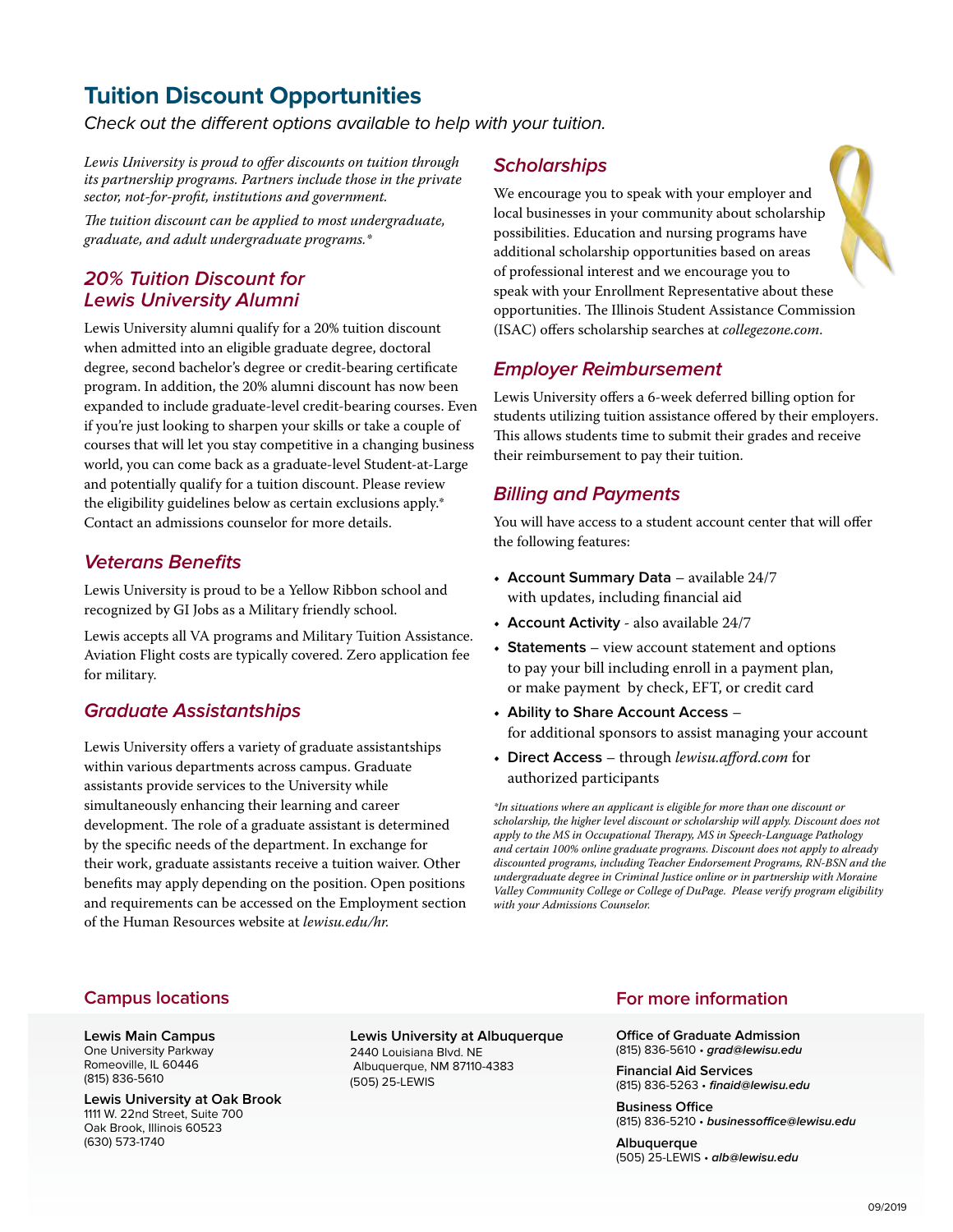# Tuition Discount Opportunities

*Check out the different options available to help with your tuition.*

*Lewis University is proud to offer discounts on tuition through its partnership programs. Partners include those in the private sector, not-for-profit, institutions and government.*

*The tuition discount can be applied to most undergraduate, graduate, and adult undergraduate programs.**

## *20% Tuition Discount for Lewis University Alumni*

Lewis University alumni qualify for a 20% tuition discount when admitted into an eligible graduate degree, doctoral degree, second bachelor's degree or credit-bearing certificate program. In addition, the 20% alumni discount has now been expanded to include graduate-level credit-bearing courses. Even if you're just looking to sharpen your skills or take a couple of courses that will let you stay competitive in a changing business world, you can come back as a graduate-level Student-at-Large and potentially qualify for a tuition discount. Please review the eligibility guidelines below as certain exclusions apply.* Contact an admissions counselor for more details.

## *Veterans Benefits*

Lewis University is proud to be a Yellow Ribbon school and recognized by GI Jobs as a Military friendly school.

Lewis accepts all VA programs and Military Tuition Assistance. Aviation Flight costs are typically covered. Zero application fee for military.

## *Graduate Assistantships*

Lewis University offers a variety of graduate assistantships within various departments across campus. Graduate assistants provide services to the University while simultaneously enhancing their learning and career development. The role of a graduate assistant is determined by the specific needs of the department. In exchange for their work, graduate assistants receive a tuition waiver. Other benefits may apply depending on the position. Open positions and requirements can be accessed on the Employment section of the Human Resources website at *lewisu.edu/hr.*

## *Scholarships*

We encourage you to speak with your employer and local businesses in your community about scholarship possibilities. Education and nursing programs have additional scholarship opportunities based on areas of professional interest and we encourage you to speak with your Enrollment Representative about these opportunities. The Illinois Student Assistance Commission (ISAC) offers scholarship searches at *collegezone.com*.

## *Employer Reimbursement*

Lewis University offers a 6-week deferred billing option for students utilizing tuition assistance offered by their employers. This allows students time to submit their grades and receive their reimbursement to pay their tuition.

## *Billing and Payments*

You will have access to a student account center that will offer the following features:

- **Account Summary Data** – available 24/7 with updates, including financial aid
- **Account Activity** - also available 24/7
- **Statements** – view account statement and options to pay your bill including enroll in a payment plan, or make payment by check, EFT, or credit card
- **Ability to Share Account Access** – for additional sponsors to assist managing your account
- **Direct Access** – through *lewisu.afford.com* for authorized participants

*\*In situations where an applicant is eligible for more than one discount or scholarship, the higher level discount or scholarship will apply. Discount does not apply to the MS in Occupational Therapy, MS in Speech-Language Pathology and certain 100% online graduate programs. Discount does not apply to already discounted programs, including Teacher Endorsement Programs, RN-BSN and the undergraduate degree in Criminal Justice online or in partnership with Moraine Valley Community College or College of DuPage. Please verify program eligibility with your Admissions Counselor.*

## Campus locations

**Lewis Main Campus**
One University Parkway
Romeoville, IL 60446
(815) 836-5610

**Lewis University at Oak Brook**
1111 W. 22nd Street, Suite 700
Oak Brook, Illinois 60523
(630) 573-1740

**Lewis University at Albuquerque**
2440 Louisiana Blvd. NE
Albuquerque, NM 87110-4383
(505) 25-LEWIS

## For more information

**Office of Graduate Admission**
(815) 836-5610 • ***grad@lewisu.edu***

**Financial Aid Services**
(815) 836-5263 • ***finaid@lewisu.edu***

**Business Office**
(815) 836-5210 • ***businessoffice@lewisu.edu***

**Albuquerque**
(505) 25-LEWIS • ***alb@lewisu.edu***

09/2019